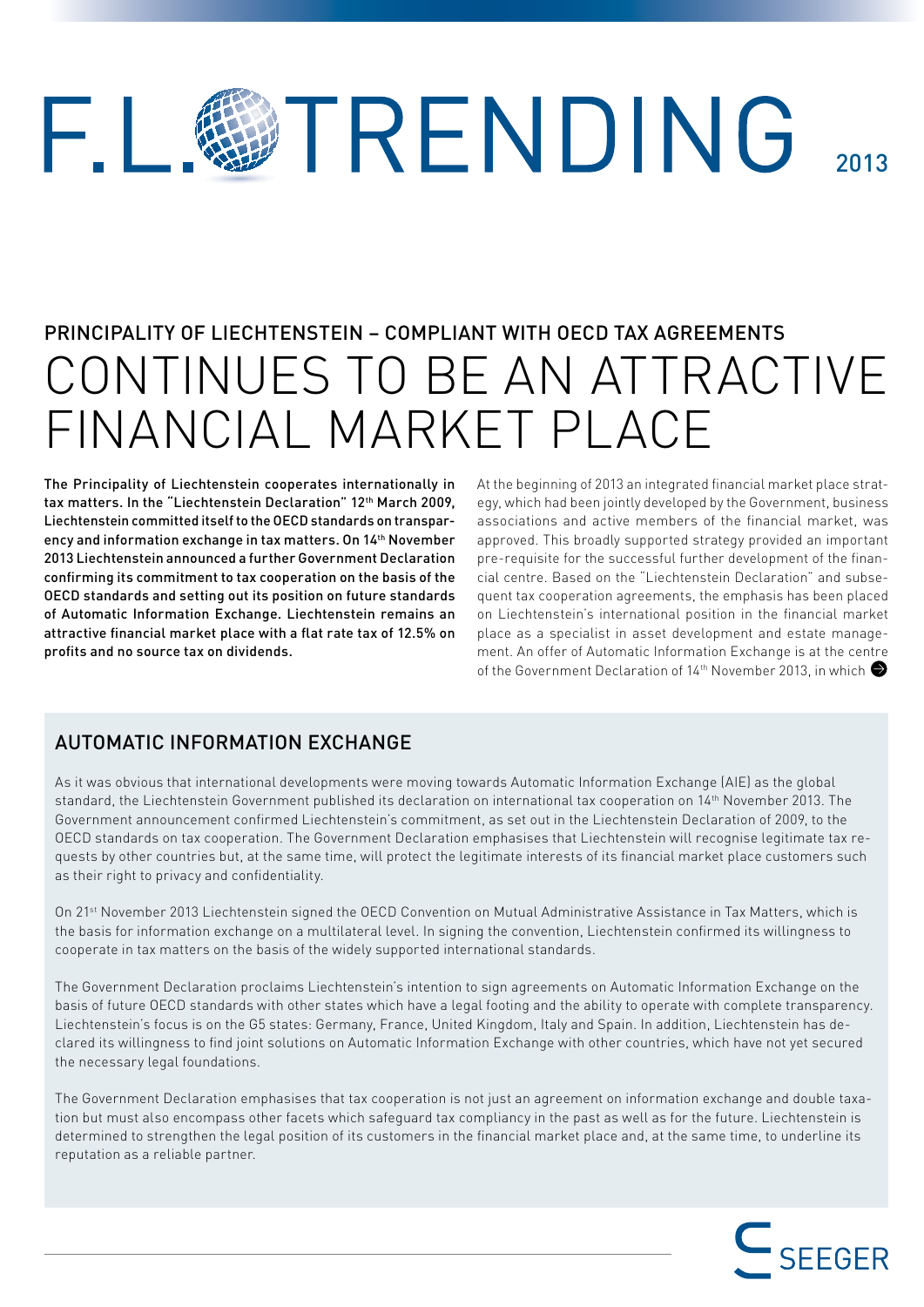# F.L. TRENDING 2013

## PRINCIPALITY OF LIECHTENSTEIN – COMPLIANT WITH OECD TAX AGREEMENTS

# CONTINUES TO BE AN ATTRACTIVE FINANCIAL MARKET PLACE

**The Principality of Liechtenstein cooperates internationally in tax matters. In the "Liechtenstein Declaration" 12th March 2009, Liechtenstein committed itself to the OECD standards on transparency and information exchange in tax matters. On 14th November 2013 Liechtenstein announced a further Government Declaration confirming its commitment to tax cooperation on the basis of the OECD standards and setting out its position on future standards of Automatic Information Exchange. Liechtenstein remains an attractive financial market place with a flat rate tax of 12.5% on profits and no source tax on dividends.**

At the beginning of 2013 an integrated financial market place strategy, which had been jointly developed by the Government, business associations and active members of the financial market, was approved. This broadly supported strategy provided an important pre-requisite for the successful further development of the financial centre. Based on the "Liechtenstein Declaration" and subsequent tax cooperation agreements, the emphasis has been placed on Liechtenstein's international position in the financial market place as a specialist in asset development and estate management. An offer of Automatic Information Exchange is at the centre of the Government Declaration of 14th November 2013, in which

## AUTOMATIC INFORMATION EXCHANGE

As it was obvious that international developments were moving towards Automatic Information Exchange (AIE) as the global standard, the Liechtenstein Government published its declaration on international tax cooperation on 14th November 2013. The Government announcement confirmed Liechtenstein's commitment, as set out in the Liechtenstein Declaration of 2009, to the OECD standards on tax cooperation. The Government Declaration emphasises that Liechtenstein will recognise legitimate tax requests by other countries but, at the same time, will protect the legitimate interests of its financial market place customers such as their right to privacy and confidentiality.

On 21st November 2013 Liechtenstein signed the OECD Convention on Mutual Administrative Assistance in Tax Matters, which is the basis for information exchange on a multilateral level. In signing the convention, Liechtenstein confirmed its willingness to cooperate in tax matters on the basis of the widely supported international standards.

The Government Declaration proclaims Liechtenstein's intention to sign agreements on Automatic Information Exchange on the basis of future OECD standards with other states which have a legal footing and the ability to operate with complete transparency. Liechtenstein's focus is on the G5 states: Germany, France, United Kingdom, Italy and Spain. In addition, Liechtenstein has declared its willingness to find joint solutions on Automatic Information Exchange with other countries, which have not yet secured the necessary legal foundations.

The Government Declaration emphasises that tax cooperation is not just an agreement on information exchange and double taxation but must also encompass other facets which safeguard tax compliancy in the past as well as for the future. Liechtenstein is determined to strengthen the legal position of its customers in the financial market place and, at the same time, to underline its reputation as a reliable partner.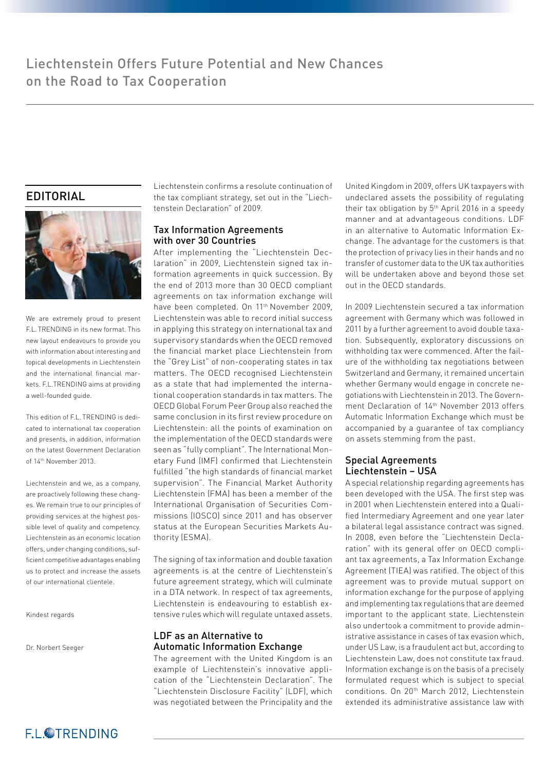# Liechtenstein Offers Future Potential and New Chances on the Road to Tax Cooperation

## EDITORIAL

We are extremely proud to present F.L.TRENDING in its new format. This new layout endeavours to provide you with information about interesting and topical developments in Liechtenstein and the international financial markets. F.L.TRENDING aims at providing a well-founded guide.

This edition of F.L.TRENDING is dedicated to international tax cooperation and presents, in addition, information on the latest Government Declaration of 14th November 2013.

Liechtenstein and we, as a company, are proactively following these changes. We remain true to our principles of providing services at the highest possible level of quality and competency. Liechtenstein as an economic location offers, under changing conditions, sufficient competitive advantages enabling us to protect and increase the assets of our international clientele.

Kindest regards

Dr. Norbert Seeger

Liechtenstein confirms a resolute continuation of the tax compliant strategy, set out in the "Liechtenstein Declaration" of 2009.

### Tax Information Agreements with over 30 Countries

After implementing the "Liechtenstein Declaration" in 2009, Liechtenstein signed tax information agreements in quick succession. By the end of 2013 more than 30 OECD compliant agreements on tax information exchange will have been completed. On 11th November 2009, Liechtenstein was able to record initial success in applying this strategy on international tax and supervisory standards when the OECD removed the financial market place Liechtenstein from the "Grey List" of non-cooperating states in tax matters. The OECD recognised Liechtenstein as a state that had implemented the international cooperation standards in tax matters. The OECD Global Forum Peer Group also reached the same conclusion in its first review procedure on Liechtenstein: all the points of examination on the implementation of the OECD standards were seen as "fully compliant". The International Monetary Fund (IMF) confirmed that Liechtenstein fulfilled "the high standards of financial market supervision". The Financial Market Authority Liechtenstein (FMA) has been a member of the International Organisation of Securities Commissions (IOSCO) since 2011 and has observer status at the European Securities Markets Authority (ESMA).

The signing of tax information and double taxation agreements is at the centre of Liechtenstein's future agreement strategy, which will culminate in a DTA network. In respect of tax agreements, Liechtenstein is endeavouring to establish extensive rules which will regulate untaxed assets.

### LDF as an Alternative to Automatic Information Exchange

The agreement with the United Kingdom is an example of Liechtenstein's innovative application of the "Liechtenstein Declaration". The "Liechtenstein Disclosure Facility" (LDF), which was negotiated between the Principality and the United Kingdom in 2009, offers UK taxpayers with undeclared assets the possibility of regulating their tax obligation by 5th April 2016 in a speedy manner and at advantageous conditions. LDF in an alternative to Automatic Information Exchange. The advantage for the customers is that the protection of privacy lies in their hands and no transfer of customer data to the UK tax authorities will be undertaken above and beyond those set out in the OECD standards.

In 2009 Liechtenstein secured a tax information agreement with Germany which was followed in 2011 by a further agreement to avoid double taxation. Subsequently, exploratory discussions on withholding tax were commenced. After the failure of the withholding tax negotiations between Switzerland and Germany, it remained uncertain whether Germany would engage in concrete negotiations with Liechtenstein in 2013. The Government Declaration of 14th November 2013 offers Automatic Information Exchange which must be accompanied by a guarantee of tax compliancy on assets stemming from the past.

### Special Agreements Liechtenstein – USA

A special relationship regarding agreements has been developed with the USA. The first step was in 2001 when Liechtenstein entered into a Qualified Intermediary Agreement and one year later a bilateral legal assistance contract was signed. In 2008, even before the "Liechtenstein Declaration" with its general offer on OECD compliant tax agreements, a Tax Information Exchange Agreement (TIEA) was ratified. The object of this agreement was to provide mutual support on information exchange for the purpose of applying and implementing tax regulations that are deemed important to the applicant state. Liechtenstein also undertook a commitment to provide administrative assistance in cases of tax evasion which, under US Law, is a fraudulent act but, according to Liechtenstein Law, does not constitute tax fraud. Information exchange is on the basis of a precisely formulated request which is subject to special conditions. On 20th March 2012, Liechtenstein extended its administrative assistance law with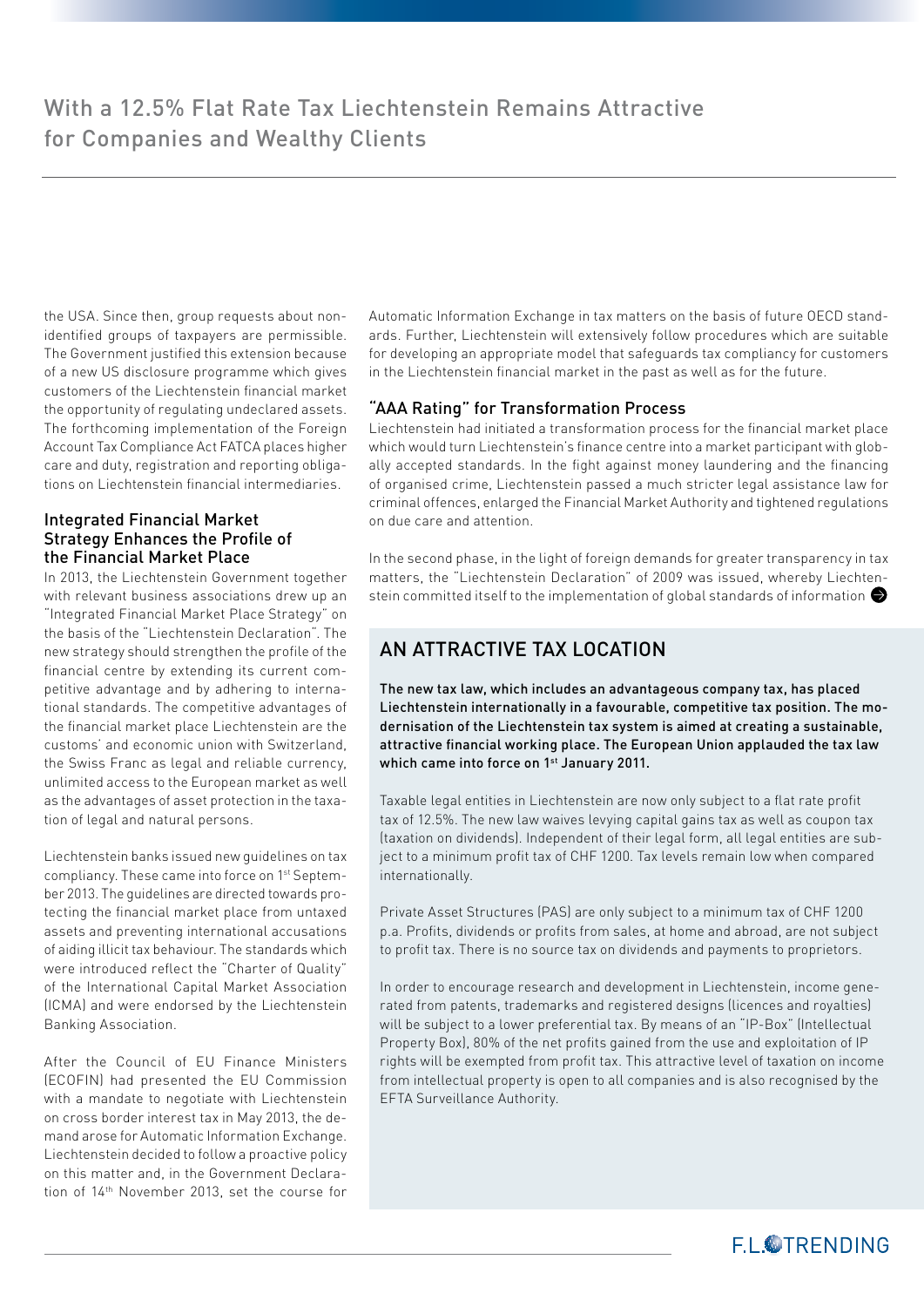# With a 12.5% Flat Rate Tax Liechtenstein Remains Attractive for Companies and Wealthy Clients

the USA. Since then, group requests about non-identified groups of taxpayers are permissible. The Government justified this extension because of a new US disclosure programme which gives customers of the Liechtenstein financial market the opportunity of regulating undeclared assets. The forthcoming implementation of the Foreign Account Tax Compliance Act FATCA places higher care and duty, registration and reporting obligations on Liechtenstein financial intermediaries.

### Integrated Financial Market Strategy Enhances the Profile of the Financial Market Place

In 2013, the Liechtenstein Government together with relevant business associations drew up an "Integrated Financial Market Place Strategy" on the basis of the "Liechtenstein Declaration". The new strategy should strengthen the profile of the financial centre by extending its current competitive advantage and by adhering to international standards. The competitive advantages of the financial market place Liechtenstein are the customs' and economic union with Switzerland, the Swiss Franc as legal and reliable currency, unlimited access to the European market as well as the advantages of asset protection in the taxation of legal and natural persons.

Liechtenstein banks issued new guidelines on tax compliancy. These came into force on 1st September 2013. The guidelines are directed towards protecting the financial market place from untaxed assets and preventing international accusations of aiding illicit tax behaviour. The standards which were introduced reflect the "Charter of Quality" of the International Capital Market Association (ICMA) and were endorsed by the Liechtenstein Banking Association.

After the Council of EU Finance Ministers (ECOFIN) had presented the EU Commission with a mandate to negotiate with Liechtenstein on cross border interest tax in May 2013, the demand arose for Automatic Information Exchange. Liechtenstein decided to follow a proactive policy on this matter and, in the Government Declaration of 14th November 2013, set the course for Automatic Information Exchange in tax matters on the basis of future OECD standards. Further, Liechtenstein will extensively follow procedures which are suitable for developing an appropriate model that safeguards tax compliancy for customers in the Liechtenstein financial market in the past as well as for the future.

### "AAA Rating" for Transformation Process

Liechtenstein had initiated a transformation process for the financial market place which would turn Liechtenstein's finance centre into a market participant with globally accepted standards. In the fight against money laundering and the financing of organised crime, Liechtenstein passed a much stricter legal assistance law for criminal offences, enlarged the Financial Market Authority and tightened regulations on due care and attention.

In the second phase, in the light of foreign demands for greater transparency in tax matters, the "Liechtenstein Declaration" of 2009 was issued, whereby Liechtenstein committed itself to the implementation of global standards of information

## AN ATTRACTIVE TAX LOCATION

**The new tax law, which includes an advantageous company tax, has placed Liechtenstein internationally in a favourable, competitive tax position. The modernisation of the Liechtenstein tax system is aimed at creating a sustainable, attractive financial working place. The European Union applauded the tax law which came into force on 1st January 2011.**

Taxable legal entities in Liechtenstein are now only subject to a flat rate profit tax of 12.5%. The new law waives levying capital gains tax as well as coupon tax (taxation on dividends). Independent of their legal form, all legal entities are subject to a minimum profit tax of CHF 1200. Tax levels remain low when compared internationally.

Private Asset Structures (PAS) are only subject to a minimum tax of CHF 1200 p.a. Profits, dividends or profits from sales, at home and abroad, are not subject to profit tax. There is no source tax on dividends and payments to proprietors.

In order to encourage research and development in Liechtenstein, income generated from patents, trademarks and registered designs (licences and royalties) will be subject to a lower preferential tax. By means of an "IP-Box" (Intellectual Property Box), 80% of the net profits gained from the use and exploitation of IP rights will be exempted from profit tax. This attractive level of taxation on income from intellectual property is open to all companies and is also recognised by the EFTA Surveillance Authority.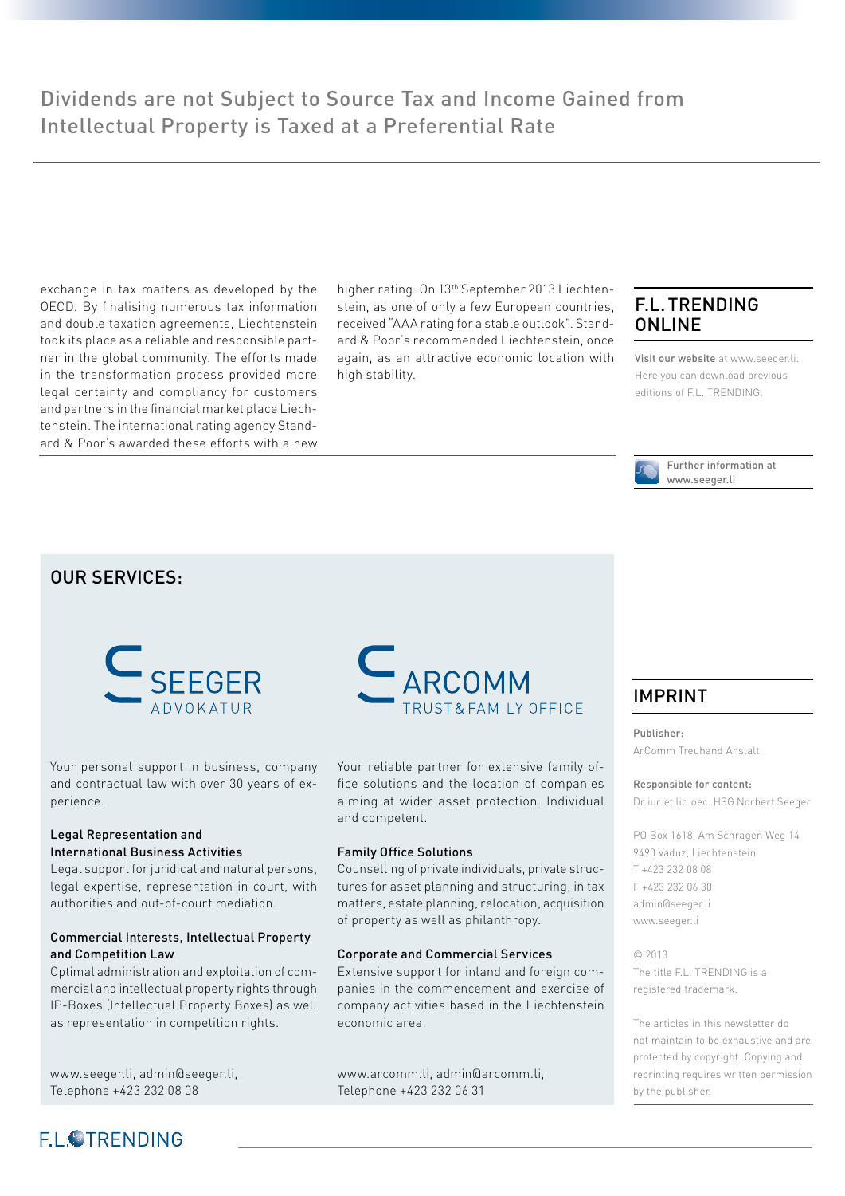## Dividends are not Subject to Source Tax and Income Gained from Intellectual Property is Taxed at a Preferential Rate

exchange in tax matters as developed by the OECD. By finalising numerous tax information and double taxation agreements, Liechtenstein took its place as a reliable and responsible partner in the global community. The efforts made in the transformation process provided more legal certainty and compliancy for customers and partners in the financial market place Liechtenstein. The international rating agency Standard & Poor's awarded these efforts with a new higher rating: On 13th September 2013 Liechtenstein, as one of only a few European countries, received "AAA rating for a stable outlook". Standard & Poor's recommended Liechtenstein, once again, as an attractive economic location with high stability.

## F.L. TRENDING ONLINE

Visit our website at www.seeger.li. Here you can download previous editions of F.L. TRENDING.

Further information at www.seeger.li

## OUR SERVICES:

### SEEGER ADVOKATUR

Your personal support in business, company and contractual law with over 30 years of experience.

**Legal Representation and International Business Activities**
Legal support for juridical and natural persons, legal expertise, representation in court, with authorities and out-of-court mediation.

**Commercial Interests, Intellectual Property and Competition Law**
Optimal administration and exploitation of commercial and intellectual property rights through IP-Boxes (Intellectual Property Boxes) as well as representation in competition rights.

www.seeger.li, admin@seeger.li,
Telephone +423 232 08 08

### ARCOMM TRUST & FAMILY OFFICE

Your reliable partner for extensive family office solutions and the location of companies aiming at wider asset protection. Individual and competent.

**Family Office Solutions**
Counselling of private individuals, private structures for asset planning and structuring, in tax matters, estate planning, relocation, acquisition of property as well as philanthropy.

**Corporate and Commercial Services**
Extensive support for inland and foreign companies in the commencement and exercise of company activities based in the Liechtenstein economic area.

www.arcomm.li, admin@arcomm.li,
Telephone +423 232 06 31

## IMPRINT

Publisher:
ArComm Treuhand Anstalt

Responsible for content:
Dr. iur. et lic. oec. HSG Norbert Seeger

PO Box 1618, Am Schrägen Weg 14
9490 Vaduz, Liechtenstein
T +423 232 08 08
F +423 232 06 30
admin@seeger.li
www.seeger.li

© 2013
The title F.L. TRENDING is a registered trademark.

The articles in this newsletter do not maintain to be exhaustive and are protected by copyright. Copying and reprinting requires written permission by the publisher.

F.L. TRENDING